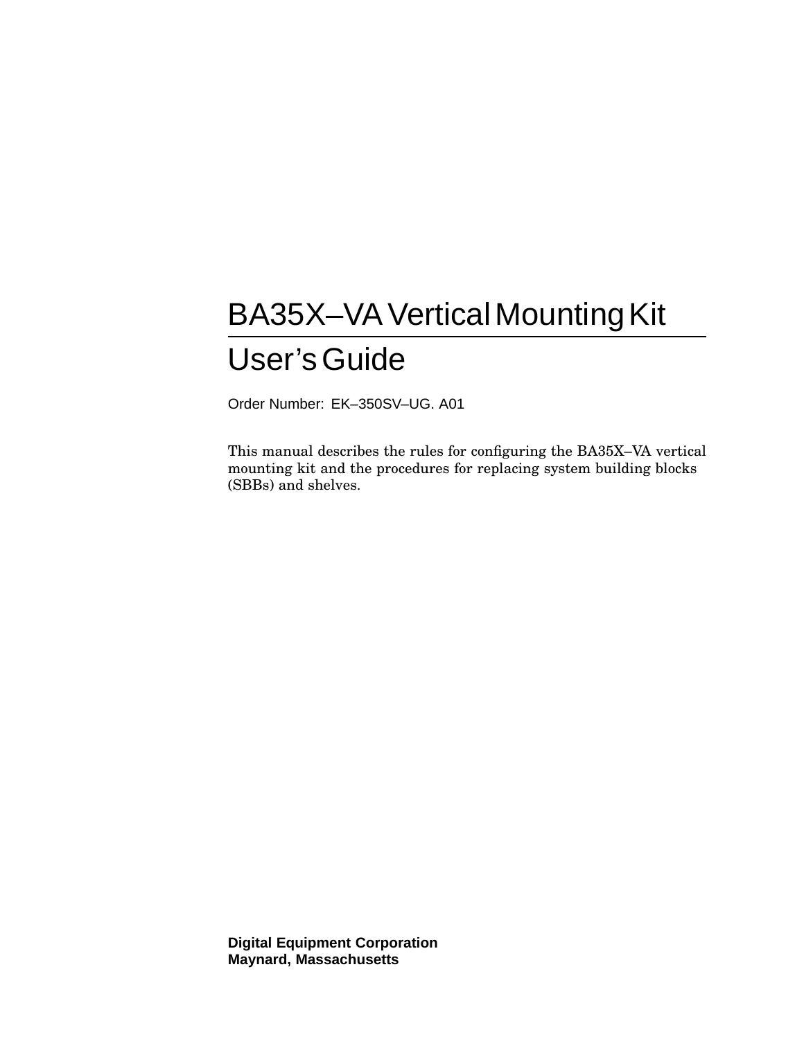# BA35X–VA Vertical Mounting Kit

# User’s Guide

Order Number: EK–350SV–UG. A01

This manual describes the rules for configuring the BA35X–VA vertical mounting kit and the procedures for replacing system building blocks (SBBs) and shelves.

**Digital Equipment Corporation**
**Maynard, Massachusetts**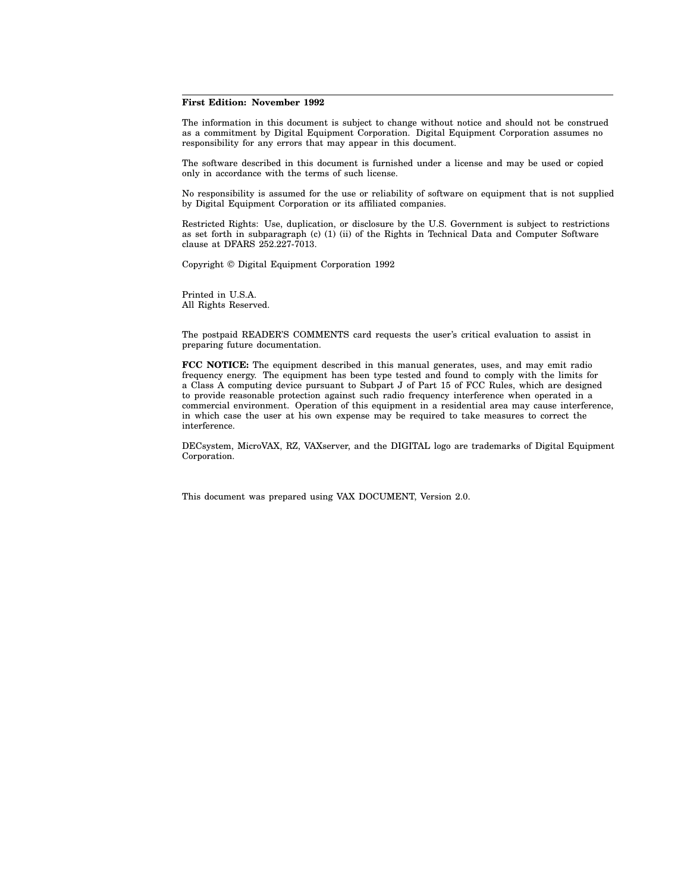**First Edition: November 1992**

The information in this document is subject to change without notice and should not be construed as a commitment by Digital Equipment Corporation. Digital Equipment Corporation assumes no responsibility for any errors that may appear in this document.

The software described in this document is furnished under a license and may be used or copied only in accordance with the terms of such license.

No responsibility is assumed for the use or reliability of software on equipment that is not supplied by Digital Equipment Corporation or its affiliated companies.

Restricted Rights: Use, duplication, or disclosure by the U.S. Government is subject to restrictions as set forth in subparagraph (c) (1) (ii) of the Rights in Technical Data and Computer Software clause at DFARS 252.227-7013.

Copyright © Digital Equipment Corporation 1992

Printed in U.S.A.
All Rights Reserved.

The postpaid READER'S COMMENTS card requests the user's critical evaluation to assist in preparing future documentation.

**FCC NOTICE:** The equipment described in this manual generates, uses, and may emit radio frequency energy. The equipment has been type tested and found to comply with the limits for a Class A computing device pursuant to Subpart J of Part 15 of FCC Rules, which are designed to provide reasonable protection against such radio frequency interference when operated in a commercial environment. Operation of this equipment in a residential area may cause interference, in which case the user at his own expense may be required to take measures to correct the interference.

DECsystem, MicroVAX, RZ, VAXserver, and the DIGITAL logo are trademarks of Digital Equipment Corporation.

This document was prepared using VAX DOCUMENT, Version 2.0.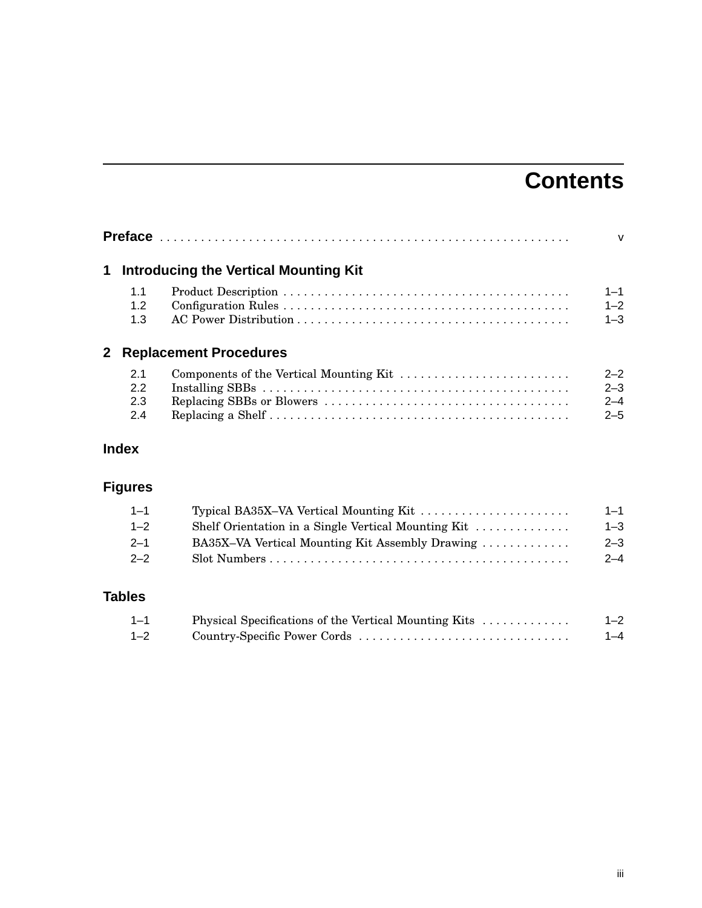# Contents

**Preface** ..... v

## 1 Introducing the Vertical Mounting Kit

| | | |
|---|---|---|
| 1.1 | Product Description | 1–1 |
| 1.2 | Configuration Rules | 1–2 |
| 1.3 | AC Power Distribution | 1–3 |

## 2 Replacement Procedures

| | | |
|---|---|---|
| 2.1 | Components of the Vertical Mounting Kit | 2–2 |
| 2.2 | Installing SBBs | 2–3 |
| 2.3 | Replacing SBBs or Blowers | 2–4 |
| 2.4 | Replacing a Shelf | 2–5 |

## Index

## Figures

| | | |
|---|---|---|
| 1–1 | Typical BA35X–VA Vertical Mounting Kit | 1–1 |
| 1–2 | Shelf Orientation in a Single Vertical Mounting Kit | 1–3 |
| 2–1 | BA35X–VA Vertical Mounting Kit Assembly Drawing | 2–3 |
| 2–2 | Slot Numbers | 2–4 |

## Tables

| | | |
|---|---|---|
| 1–1 | Physical Specifications of the Vertical Mounting Kits | 1–2 |
| 1–2 | Country-Specific Power Cords | 1–4 |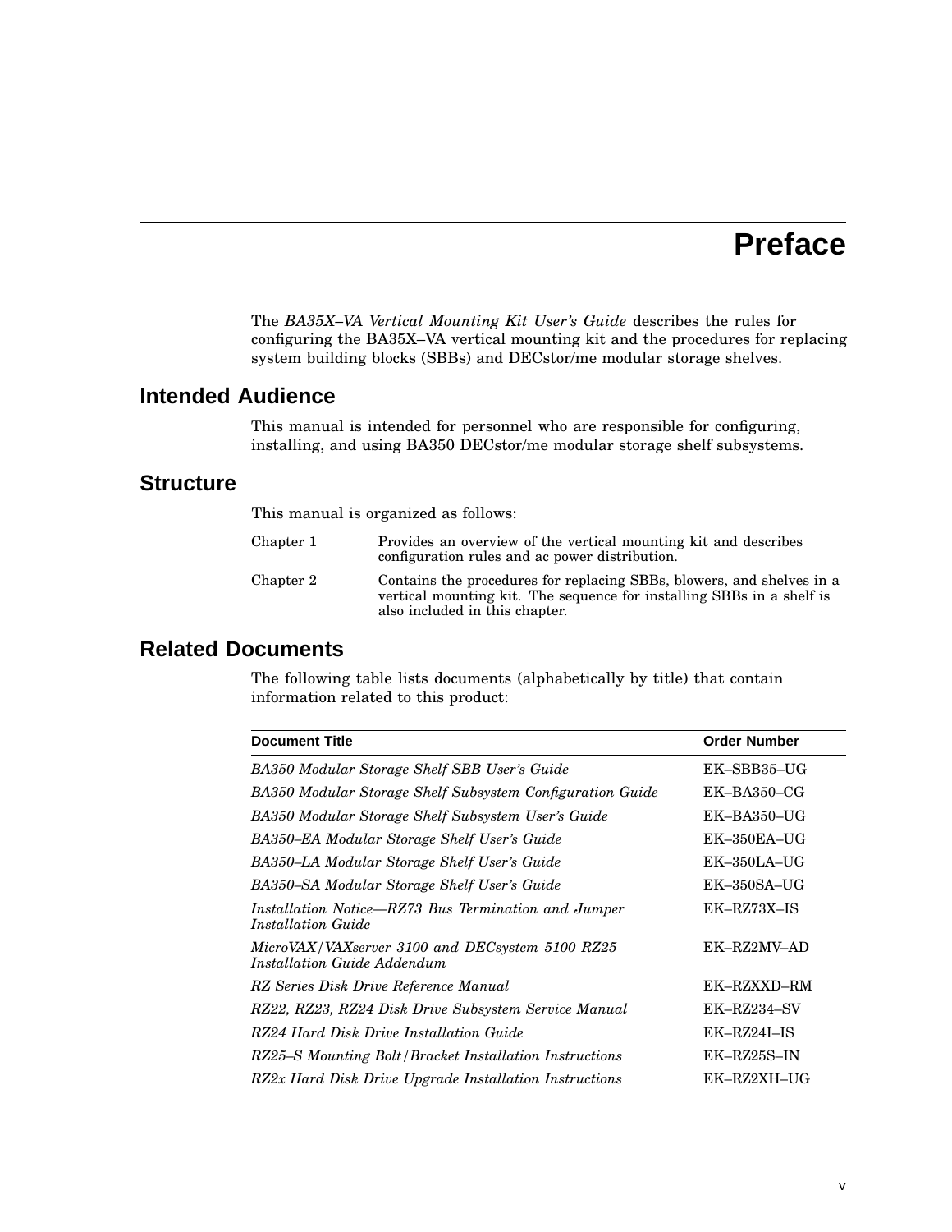# Preface

The *BA35X–VA Vertical Mounting Kit User's Guide* describes the rules for configuring the BA35X–VA vertical mounting kit and the procedures for replacing system building blocks (SBBs) and DECstor/me modular storage shelves.

## Intended Audience

This manual is intended for personnel who are responsible for configuring, installing, and using BA350 DECstor/me modular storage shelf subsystems.

## Structure

This manual is organized as follows:

| | |
|---|---|
| Chapter 1 | Provides an overview of the vertical mounting kit and describes configuration rules and ac power distribution. |
| Chapter 2 | Contains the procedures for replacing SBBs, blowers, and shelves in a vertical mounting kit. The sequence for installing SBBs in a shelf is also included in this chapter. |

## Related Documents

The following table lists documents (alphabetically by title) that contain information related to this product:

| Document Title | Order Number |
|---|---|
| *BA350 Modular Storage Shelf SBB User's Guide* | EK–SBB35–UG |
| *BA350 Modular Storage Shelf Subsystem Configuration Guide* | EK–BA350–CG |
| *BA350 Modular Storage Shelf Subsystem User's Guide* | EK–BA350–UG |
| *BA350–EA Modular Storage Shelf User's Guide* | EK–350EA–UG |
| *BA350–LA Modular Storage Shelf User's Guide* | EK–350LA–UG |
| *BA350–SA Modular Storage Shelf User's Guide* | EK–350SA–UG |
| *Installation Notice—RZ73 Bus Termination and Jumper Installation Guide* | EK–RZ73X–IS |
| *MicroVAX/VAXserver 3100 and DECsystem 5100 RZ25 Installation Guide Addendum* | EK–RZ2MV–AD |
| *RZ Series Disk Drive Reference Manual* | EK–RZXXD–RM |
| *RZ22, RZ23, RZ24 Disk Drive Subsystem Service Manual* | EK–RZ234–SV |
| *RZ24 Hard Disk Drive Installation Guide* | EK–RZ24I–IS |
| *RZ25–S Mounting Bolt/Bracket Installation Instructions* | EK–RZ25S–IN |
| *RZ2x Hard Disk Drive Upgrade Installation Instructions* | EK–RZ2XH–UG |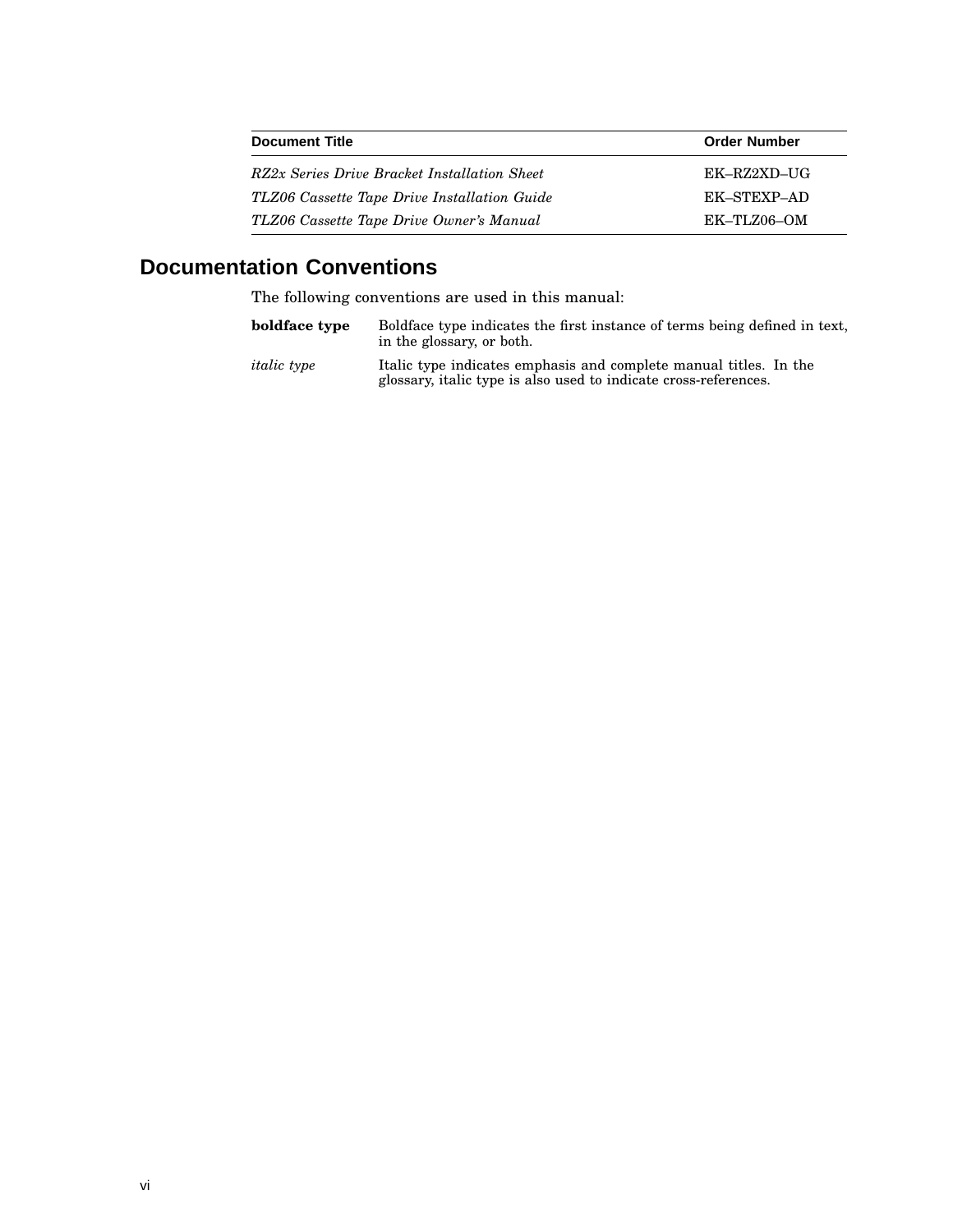| Document Title | Order Number |
| --- | --- |
| *RZ2x Series Drive Bracket Installation Sheet* | EK–RZ2XD–UG |
| *TLZ06 Cassette Tape Drive Installation Guide* | EK–STEXP–AD |
| *TLZ06 Cassette Tape Drive Owner's Manual* | EK–TLZ06–OM |

## Documentation Conventions

The following conventions are used in this manual:

| | |
| --- | --- |
| **boldface type** | Boldface type indicates the first instance of terms being defined in text, in the glossary, or both. |
| *italic type* | Italic type indicates emphasis and complete manual titles. In the glossary, italic type is also used to indicate cross-references. |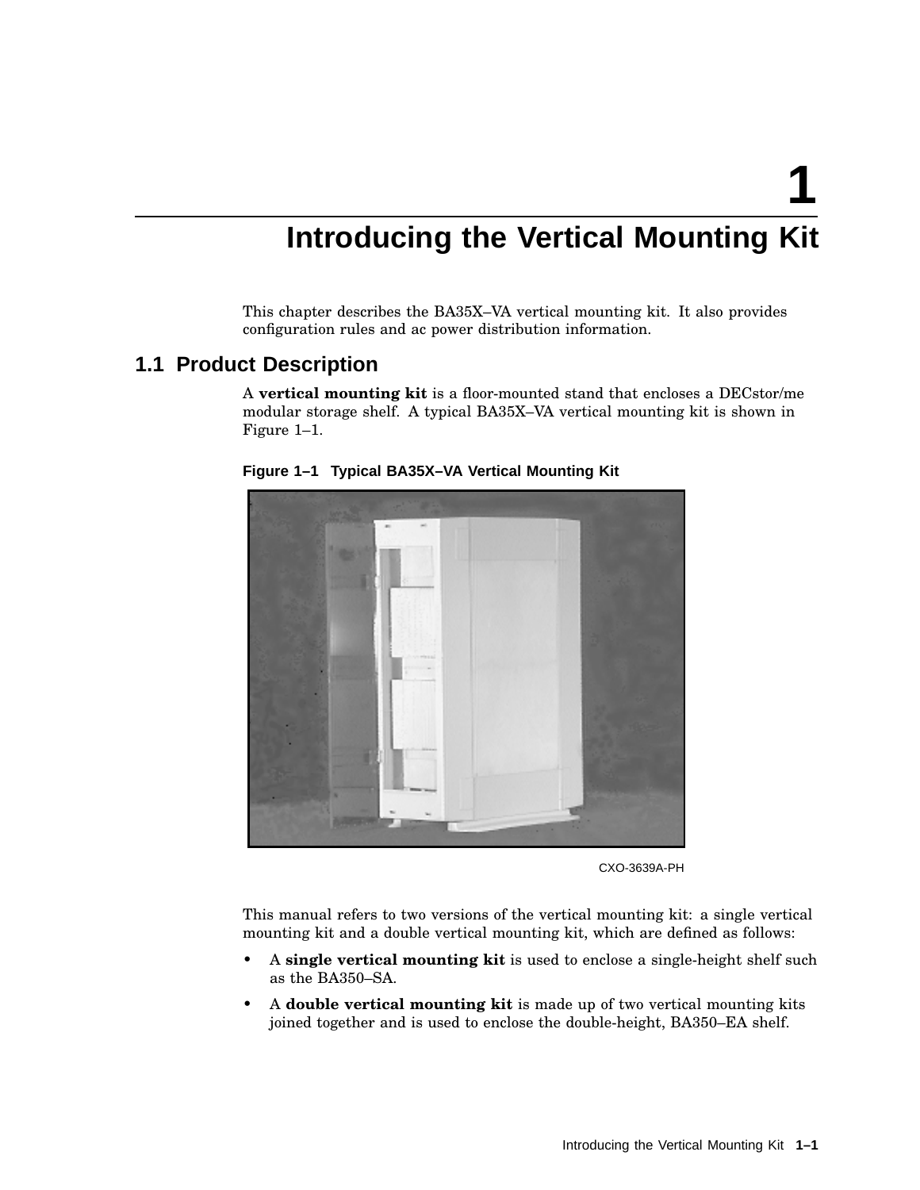# 1 Introducing the Vertical Mounting Kit

This chapter describes the BA35X–VA vertical mounting kit. It also provides configuration rules and ac power distribution information.

## 1.1 Product Description

A **vertical mounting kit** is a floor-mounted stand that encloses a DECstor/me modular storage shelf. A typical BA35X–VA vertical mounting kit is shown in Figure 1–1.

**Figure 1–1 Typical BA35X–VA Vertical Mounting Kit**

CXO-3639A-PH

This manual refers to two versions of the vertical mounting kit: a single vertical mounting kit and a double vertical mounting kit, which are defined as follows:

- A **single vertical mounting kit** is used to enclose a single-height shelf such as the BA350–SA.
- A **double vertical mounting kit** is made up of two vertical mounting kits joined together and is used to enclose the double-height, BA350–EA shelf.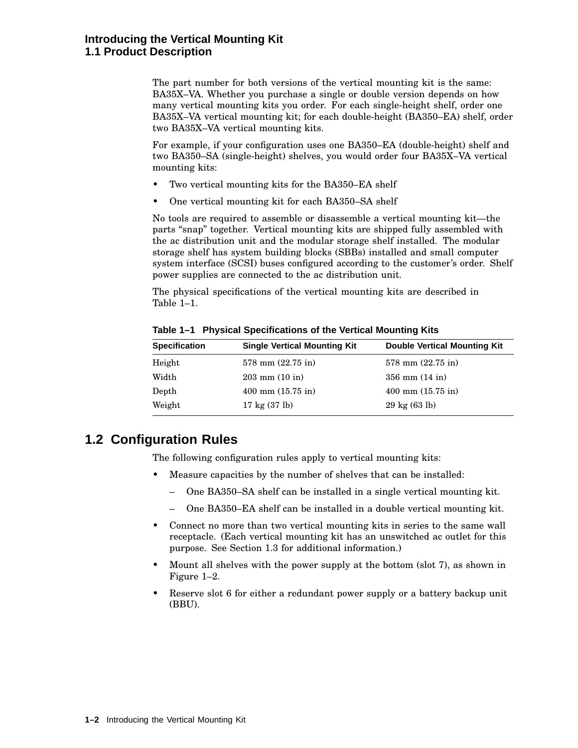The part number for both versions of the vertical mounting kit is the same: BA35X–VA. Whether you purchase a single or double version depends on how many vertical mounting kits you order. For each single-height shelf, order one BA35X–VA vertical mounting kit; for each double-height (BA350–EA) shelf, order two BA35X–VA vertical mounting kits.

For example, if your configuration uses one BA350–EA (double-height) shelf and two BA350–SA (single-height) shelves, you would order four BA35X–VA vertical mounting kits:

- Two vertical mounting kits for the BA350–EA shelf
- One vertical mounting kit for each BA350–SA shelf

No tools are required to assemble or disassemble a vertical mounting kit—the parts “snap” together. Vertical mounting kits are shipped fully assembled with the ac distribution unit and the modular storage shelf installed. The modular storage shelf has system building blocks (SBBs) installed and small computer system interface (SCSI) buses configured according to the customer’s order. Shelf power supplies are connected to the ac distribution unit.

The physical specifications of the vertical mounting kits are described in Table 1–1.

**Table 1–1 Physical Specifications of the Vertical Mounting Kits**

| Specification | Single Vertical Mounting Kit | Double Vertical Mounting Kit |
|---|---|---|
| Height | 578 mm (22.75 in) | 578 mm (22.75 in) |
| Width | 203 mm (10 in) | 356 mm (14 in) |
| Depth | 400 mm (15.75 in) | 400 mm (15.75 in) |
| Weight | 17 kg (37 lb) | 29 kg (63 lb) |

## 1.2 Configuration Rules

The following configuration rules apply to vertical mounting kits:

- Measure capacities by the number of shelves that can be installed:
  - One BA350–SA shelf can be installed in a single vertical mounting kit.
  - One BA350–EA shelf can be installed in a double vertical mounting kit.
- Connect no more than two vertical mounting kits in series to the same wall receptacle. (Each vertical mounting kit has an unswitched ac outlet for this purpose. See Section 1.3 for additional information.)
- Mount all shelves with the power supply at the bottom (slot 7), as shown in Figure 1–2.
- Reserve slot 6 for either a redundant power supply or a battery backup unit (BBU).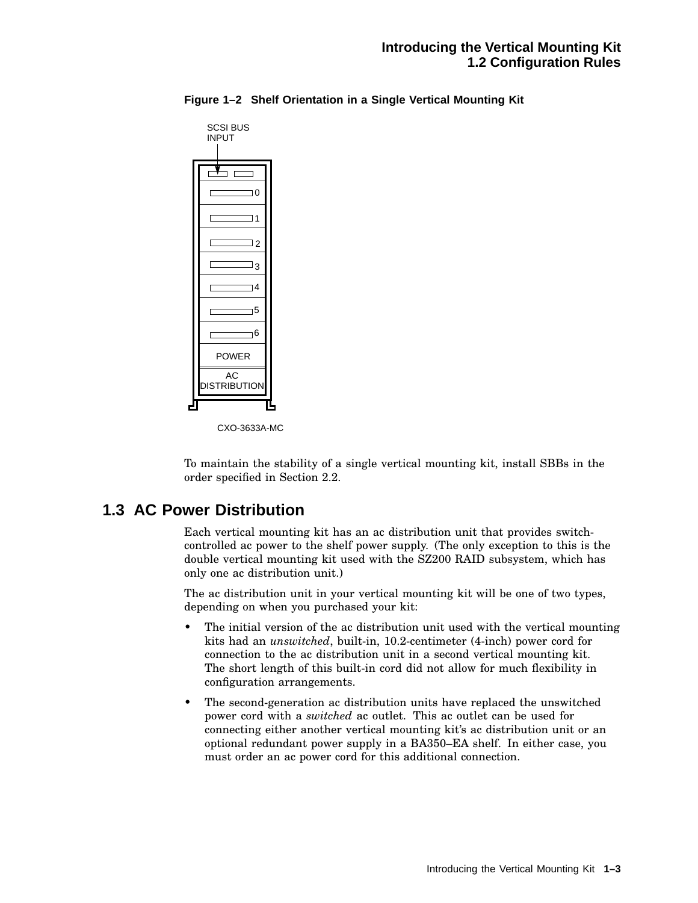**Figure 1–2 Shelf Orientation in a Single Vertical Mounting Kit**

To maintain the stability of a single vertical mounting kit, install SBBs in the order specified in Section 2.2.

## 1.3 AC Power Distribution

Each vertical mounting kit has an ac distribution unit that provides switch-controlled ac power to the shelf power supply. (The only exception to this is the double vertical mounting kit used with the SZ200 RAID subsystem, which has only one ac distribution unit.)

The ac distribution unit in your vertical mounting kit will be one of two types, depending on when you purchased your kit:

- The initial version of the ac distribution unit used with the vertical mounting kits had an *unswitched*, built-in, 10.2-centimeter (4-inch) power cord for connection to the ac distribution unit in a second vertical mounting kit. The short length of this built-in cord did not allow for much flexibility in configuration arrangements.
- The second-generation ac distribution units have replaced the unswitched power cord with a *switched* ac outlet. This ac outlet can be used for connecting either another vertical mounting kit's ac distribution unit or an optional redundant power supply in a BA350–EA shelf. In either case, you must order an ac power cord for this additional connection.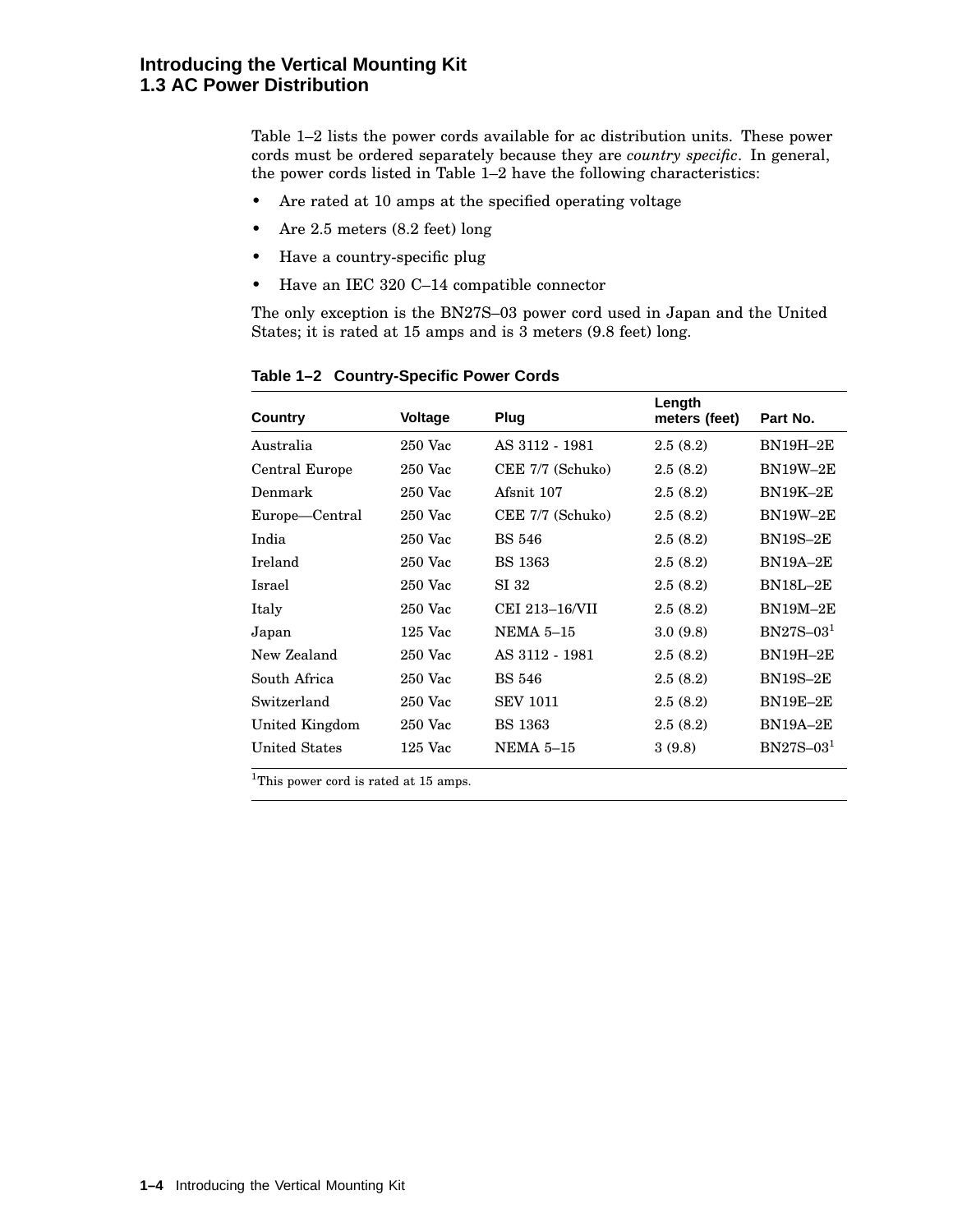## 1.3 AC Power Distribution

Table 1–2 lists the power cords available for ac distribution units. These power cords must be ordered separately because they are *country specific*. In general, the power cords listed in Table 1–2 have the following characteristics:

- Are rated at 10 amps at the specified operating voltage
- Are 2.5 meters (8.2 feet) long
- Have a country-specific plug
- Have an IEC 320 C–14 compatible connector

The only exception is the BN27S–03 power cord used in Japan and the United States; it is rated at 15 amps and is 3 meters (9.8 feet) long.

**Table 1–2 Country-Specific Power Cords**

| Country | Voltage | Plug | Length meters (feet) | Part No. |
|---|---|---|---|---|
| Australia | 250 Vac | AS 3112 - 1981 | 2.5 (8.2) | BN19H–2E |
| Central Europe | 250 Vac | CEE 7/7 (Schuko) | 2.5 (8.2) | BN19W–2E |
| Denmark | 250 Vac | Afsnit 107 | 2.5 (8.2) | BN19K–2E |
| Europe—Central | 250 Vac | CEE 7/7 (Schuko) | 2.5 (8.2) | BN19W–2E |
| India | 250 Vac | BS 546 | 2.5 (8.2) | BN19S–2E |
| Ireland | 250 Vac | BS 1363 | 2.5 (8.2) | BN19A–2E |
| Israel | 250 Vac | SI 32 | 2.5 (8.2) | BN18L–2E |
| Italy | 250 Vac | CEI 213–16/VII | 2.5 (8.2) | BN19M–2E |
| Japan | 125 Vac | NEMA 5–15 | 3.0 (9.8) | BN27S–03[1] |
| New Zealand | 250 Vac | AS 3112 - 1981 | 2.5 (8.2) | BN19H–2E |
| South Africa | 250 Vac | BS 546 | 2.5 (8.2) | BN19S–2E |
| Switzerland | 250 Vac | SEV 1011 | 2.5 (8.2) | BN19E–2E |
| United Kingdom | 250 Vac | BS 1363 | 2.5 (8.2) | BN19A–2E |
| United States | 125 Vac | NEMA 5–15 | 3 (9.8) | BN27S–03[1] |

[1]This power cord is rated at 15 amps.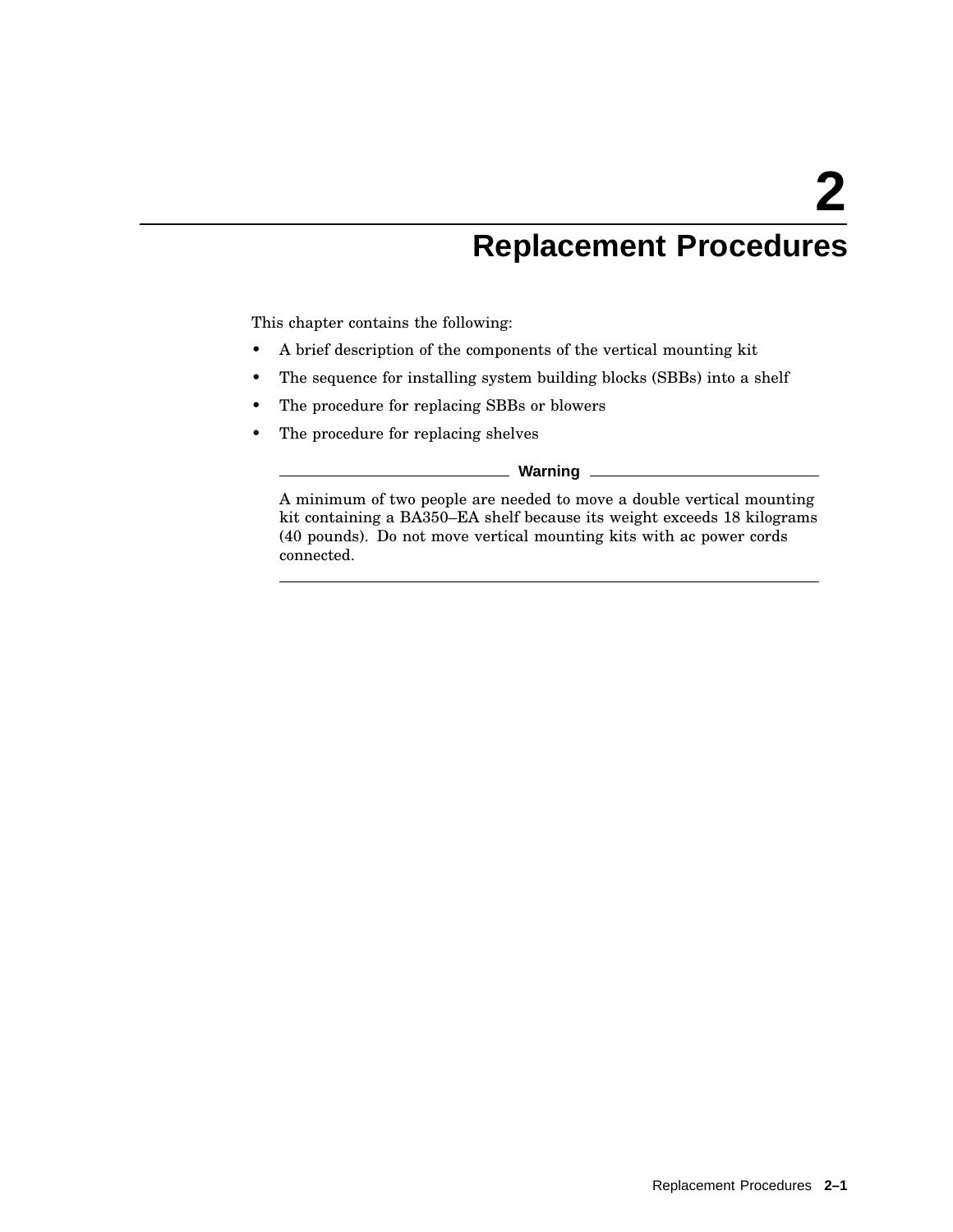# 2 Replacement Procedures

This chapter contains the following:

- A brief description of the components of the vertical mounting kit
- The sequence for installing system building blocks (SBBs) into a shelf
- The procedure for replacing SBBs or blowers
- The procedure for replacing shelves

**Warning**

A minimum of two people are needed to move a double vertical mounting kit containing a BA350–EA shelf because its weight exceeds 18 kilograms (40 pounds). Do not move vertical mounting kits with ac power cords connected.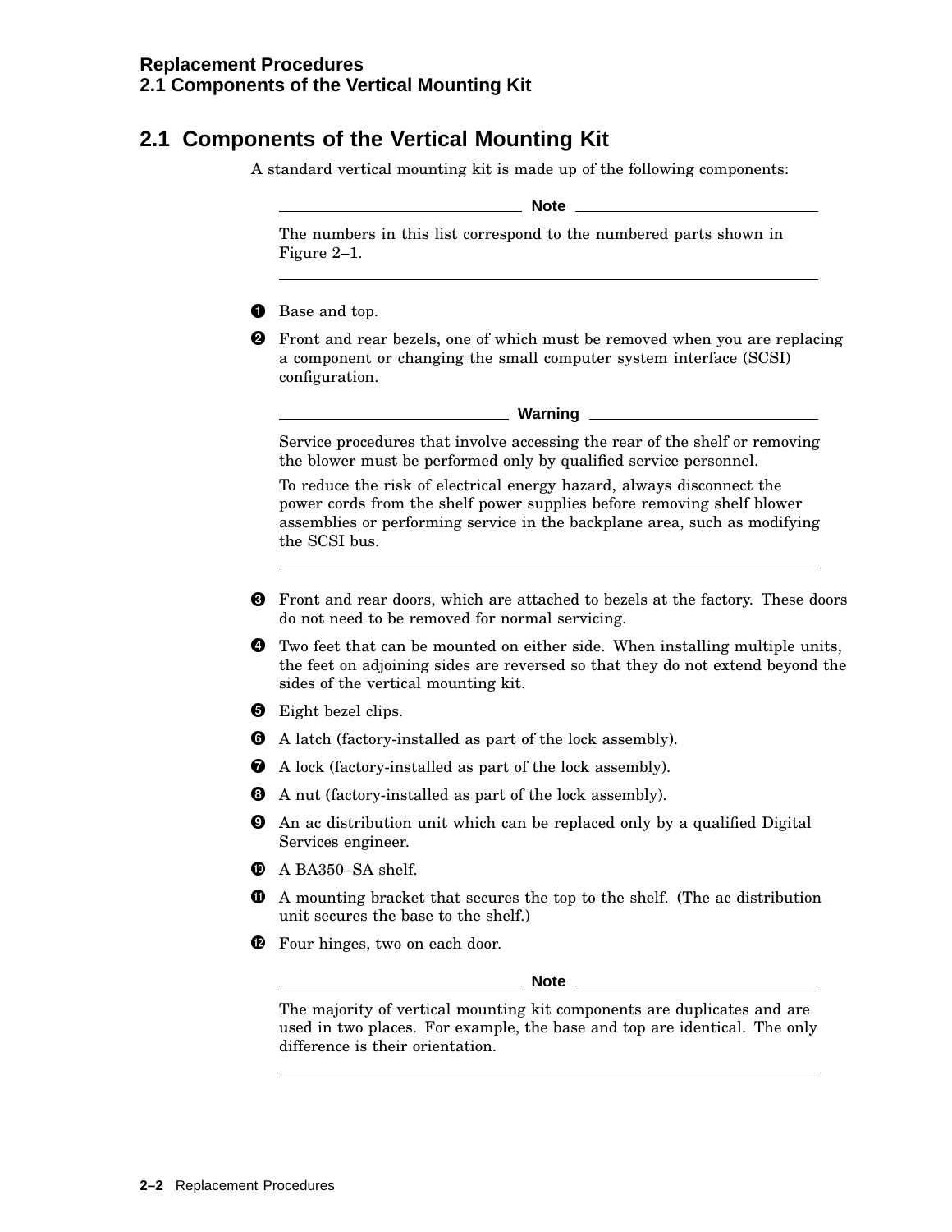## 2.1 Components of the Vertical Mounting Kit

A standard vertical mounting kit is made up of the following components:

**Note**

The numbers in this list correspond to the numbered parts shown in Figure 2–1.

---

1. Base and top.
2. Front and rear bezels, one of which must be removed when you are replacing a component or changing the small computer system interface (SCSI) configuration.

   **Warning**

   Service procedures that involve accessing the rear of the shelf or removing the blower must be performed only by qualified service personnel.

   To reduce the risk of electrical energy hazard, always disconnect the power cords from the shelf power supplies before removing shelf blower assemblies or performing service in the backplane area, such as modifying the SCSI bus.

   ---

3. Front and rear doors, which are attached to bezels at the factory. These doors do not need to be removed for normal servicing.
4. Two feet that can be mounted on either side. When installing multiple units, the feet on adjoining sides are reversed so that they do not extend beyond the sides of the vertical mounting kit.
5. Eight bezel clips.
6. A latch (factory-installed as part of the lock assembly).
7. A lock (factory-installed as part of the lock assembly).
8. A nut (factory-installed as part of the lock assembly).
9. An ac distribution unit which can be replaced only by a qualified Digital Services engineer.
10. A BA350–SA shelf.
11. A mounting bracket that secures the top to the shelf. (The ac distribution unit secures the base to the shelf.)
12. Four hinges, two on each door.

**Note**

The majority of vertical mounting kit components are duplicates and are used in two places. For example, the base and top are identical. The only difference is their orientation.

---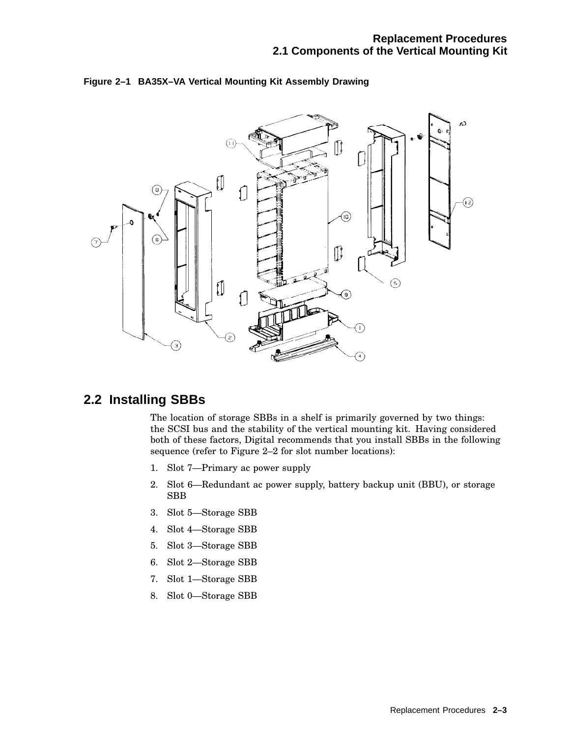**Figure 2–1 BA35X–VA Vertical Mounting Kit Assembly Drawing**

## 2.2 Installing SBBs

The location of storage SBBs in a shelf is primarily governed by two things: the SCSI bus and the stability of the vertical mounting kit. Having considered both of these factors, Digital recommends that you install SBBs in the following sequence (refer to Figure 2–2 for slot number locations):

1. Slot 7—Primary ac power supply
2. Slot 6—Redundant ac power supply, battery backup unit (BBU), or storage SBB
3. Slot 5—Storage SBB
4. Slot 4—Storage SBB
5. Slot 3—Storage SBB
6. Slot 2—Storage SBB
7. Slot 1—Storage SBB
8. Slot 0—Storage SBB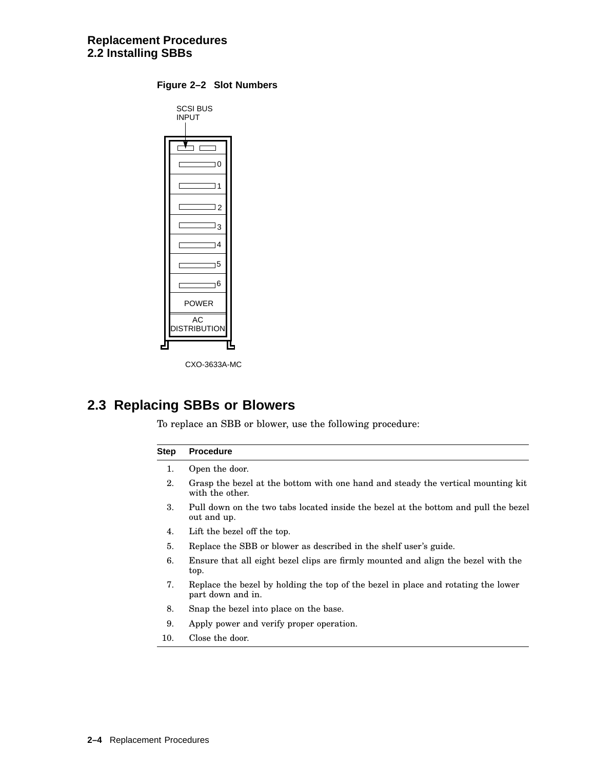## Figure 2–2 Slot Numbers

SCSI BUS INPUT

0
1
2
3
4
5
6
POWER
AC DISTRIBUTION

CXO-3633A-MC

## 2.3 Replacing SBBs or Blowers

To replace an SBB or blower, use the following procedure:

| Step | Procedure |
|---|---|
| 1. | Open the door. |
| 2. | Grasp the bezel at the bottom with one hand and steady the vertical mounting kit with the other. |
| 3. | Pull down on the two tabs located inside the bezel at the bottom and pull the bezel out and up. |
| 4. | Lift the bezel off the top. |
| 5. | Replace the SBB or blower as described in the shelf user's guide. |
| 6. | Ensure that all eight bezel clips are firmly mounted and align the bezel with the top. |
| 7. | Replace the bezel by holding the top of the bezel in place and rotating the lower part down and in. |
| 8. | Snap the bezel into place on the base. |
| 9. | Apply power and verify proper operation. |
| 10. | Close the door. |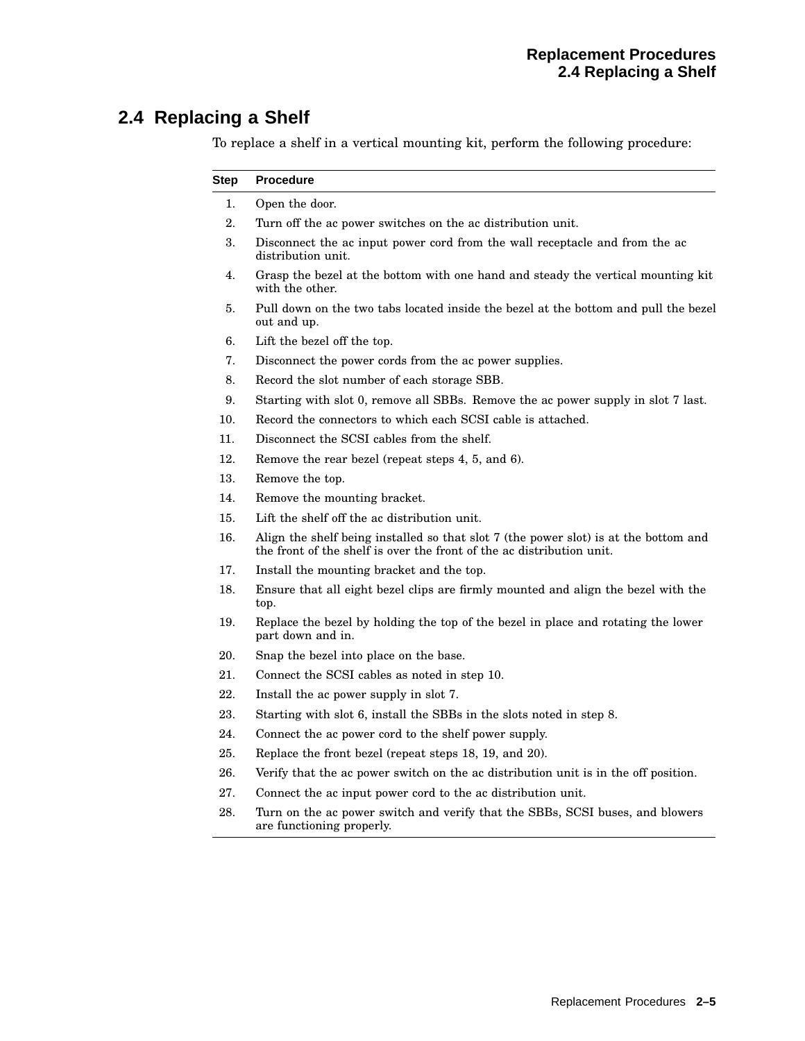## 2.4 Replacing a Shelf

To replace a shelf in a vertical mounting kit, perform the following procedure:

| Step | Procedure |
|---|---|
| 1. | Open the door. |
| 2. | Turn off the ac power switches on the ac distribution unit. |
| 3. | Disconnect the ac input power cord from the wall receptacle and from the ac distribution unit. |
| 4. | Grasp the bezel at the bottom with one hand and steady the vertical mounting kit with the other. |
| 5. | Pull down on the two tabs located inside the bezel at the bottom and pull the bezel out and up. |
| 6. | Lift the bezel off the top. |
| 7. | Disconnect the power cords from the ac power supplies. |
| 8. | Record the slot number of each storage SBB. |
| 9. | Starting with slot 0, remove all SBBs. Remove the ac power supply in slot 7 last. |
| 10. | Record the connectors to which each SCSI cable is attached. |
| 11. | Disconnect the SCSI cables from the shelf. |
| 12. | Remove the rear bezel (repeat steps 4, 5, and 6). |
| 13. | Remove the top. |
| 14. | Remove the mounting bracket. |
| 15. | Lift the shelf off the ac distribution unit. |
| 16. | Align the shelf being installed so that slot 7 (the power slot) is at the bottom and the front of the shelf is over the front of the ac distribution unit. |
| 17. | Install the mounting bracket and the top. |
| 18. | Ensure that all eight bezel clips are firmly mounted and align the bezel with the top. |
| 19. | Replace the bezel by holding the top of the bezel in place and rotating the lower part down and in. |
| 20. | Snap the bezel into place on the base. |
| 21. | Connect the SCSI cables as noted in step 10. |
| 22. | Install the ac power supply in slot 7. |
| 23. | Starting with slot 6, install the SBBs in the slots noted in step 8. |
| 24. | Connect the ac power cord to the shelf power supply. |
| 25. | Replace the front bezel (repeat steps 18, 19, and 20). |
| 26. | Verify that the ac power switch on the ac distribution unit is in the off position. |
| 27. | Connect the ac input power cord to the ac distribution unit. |
| 28. | Turn on the ac power switch and verify that the SBBs, SCSI buses, and blowers are functioning properly. |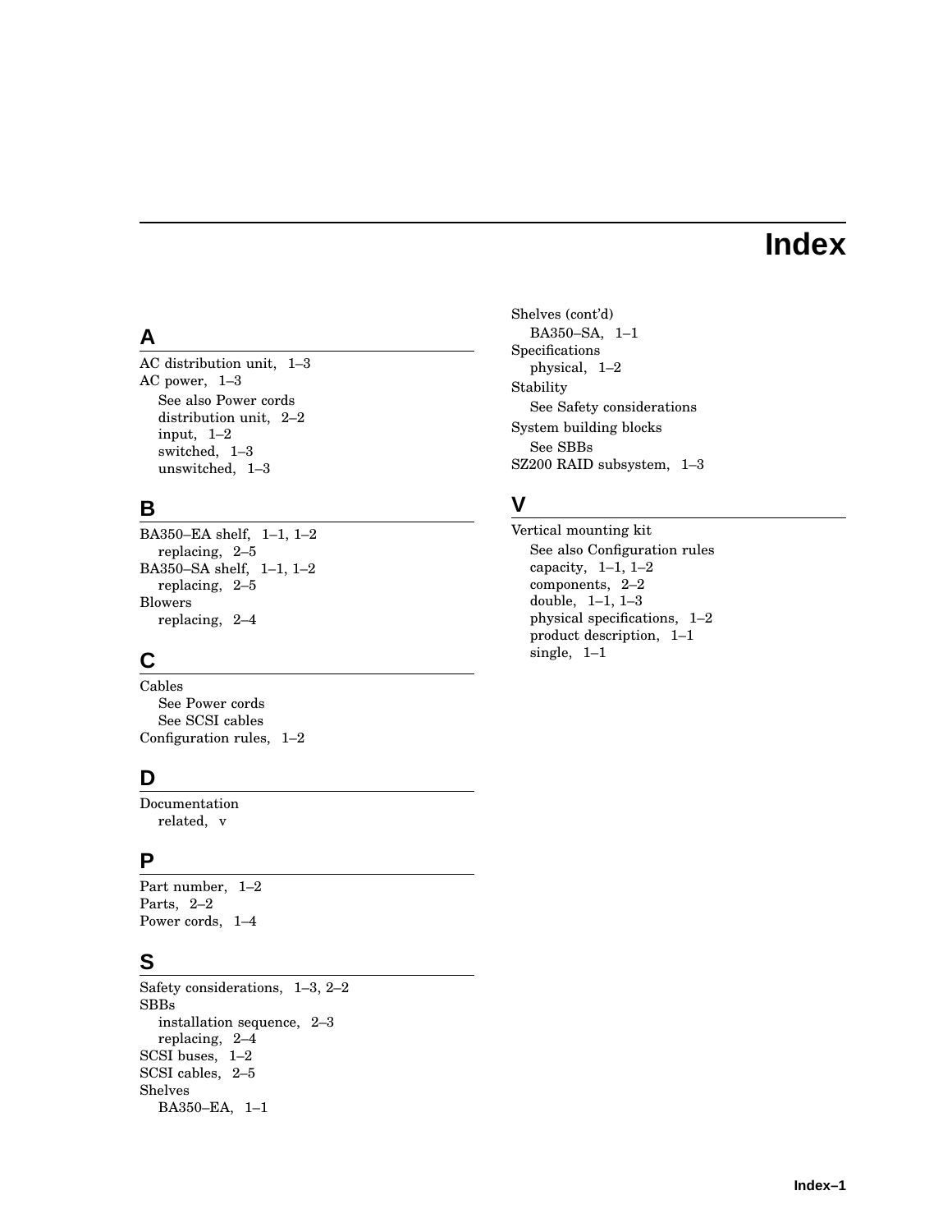# Index

## A

AC distribution unit, 1–3
AC power, 1–3
  See also Power cords
  distribution unit, 2–2
  input, 1–2
  switched, 1–3
  unswitched, 1–3

## B

BA350–EA shelf, 1–1, 1–2
  replacing, 2–5
BA350–SA shelf, 1–1, 1–2
  replacing, 2–5
Blowers
  replacing, 2–4

## C

Cables
  See Power cords
  See SCSI cables
Configuration rules, 1–2

## D

Documentation
  related, v

## P

Part number, 1–2
Parts, 2–2
Power cords, 1–4

## S

Safety considerations, 1–3, 2–2
SBBs
  installation sequence, 2–3
  replacing, 2–4
SCSI buses, 1–2
SCSI cables, 2–5
Shelves
  BA350–EA, 1–1
Shelves (cont'd)
  BA350–SA, 1–1
Specifications
  physical, 1–2
Stability
  See Safety considerations
System building blocks
  See SBBs
SZ200 RAID subsystem, 1–3

## V

Vertical mounting kit
  See also Configuration rules
  capacity, 1–1, 1–2
  components, 2–2
  double, 1–1, 1–3
  physical specifications, 1–2
  product description, 1–1
  single, 1–1